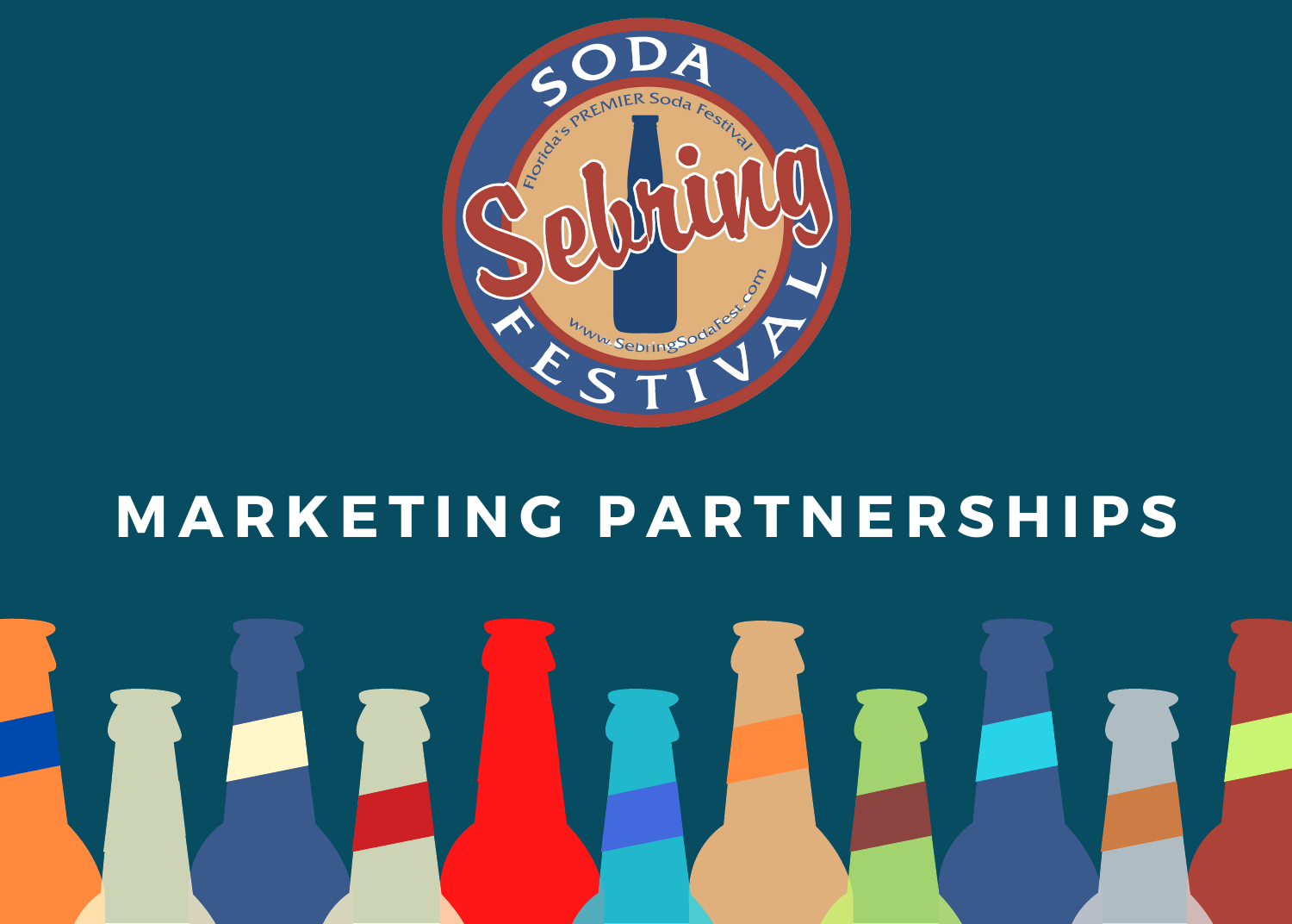SODA

Florida's PREMIER Soda Festival

Sebring

www.SebringSodaFest.com

FESTIVAL

# MARKETING PARTNERSHIPS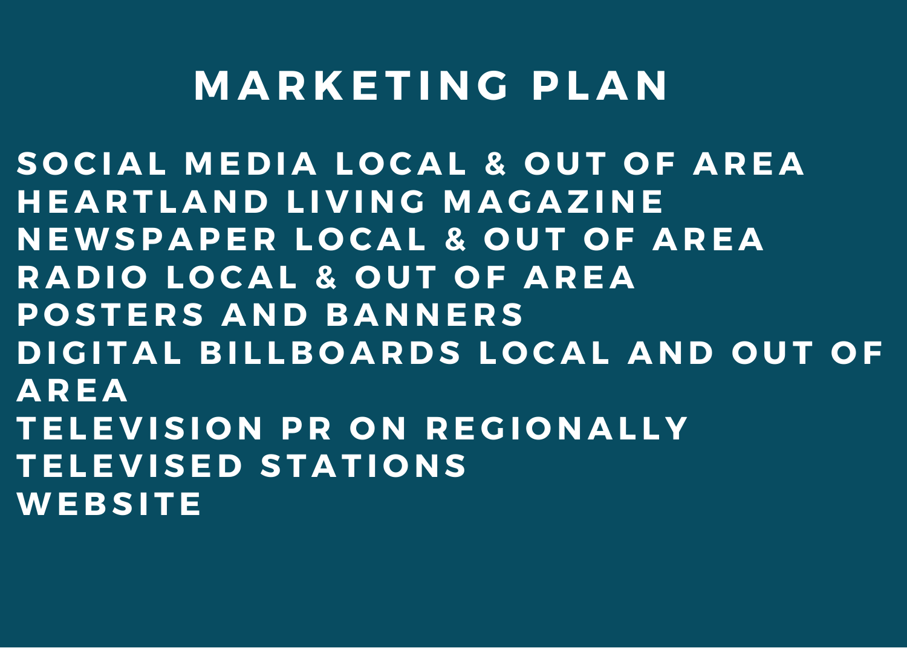# MARKETING PLAN

SOCIAL MEDIA LOCAL & OUT OF AREA
HEARTLAND LIVING MAGAZINE
NEWSPAPER LOCAL & OUT OF AREA
RADIO LOCAL & OUT OF AREA
POSTERS AND BANNERS
DIGITAL BILLBOARDS LOCAL AND OUT OF AREA
TELEVISION PR ON REGIONALLY TELEVISED STATIONS
WEBSITE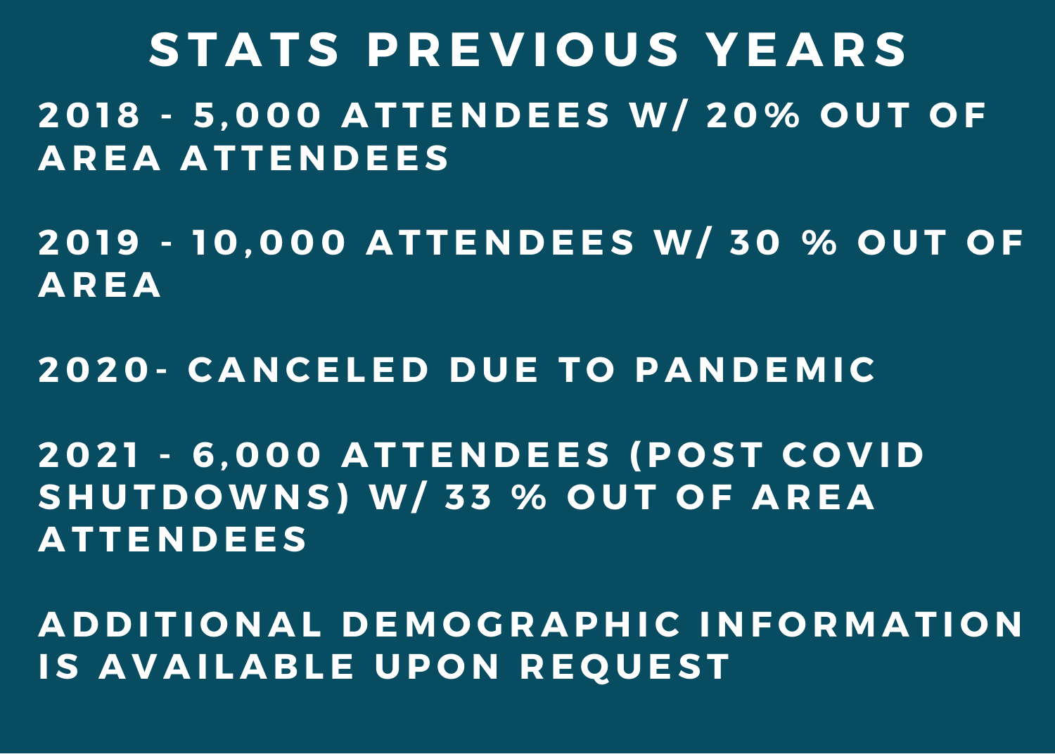# STATS PREVIOUS YEARS

2018 - 5,000 ATTENDEES W/ 20% OUT OF AREA ATTENDEES

2019 - 10,000 ATTENDEES W/ 30 % OUT OF AREA

2020- CANCELED DUE TO PANDEMIC

2021 - 6,000 ATTENDEES (POST COVID SHUTDOWNS) W/ 33 % OUT OF AREA ATTENDEES

ADDITIONAL DEMOGRAPHIC INFORMATION IS AVAILABLE UPON REQUEST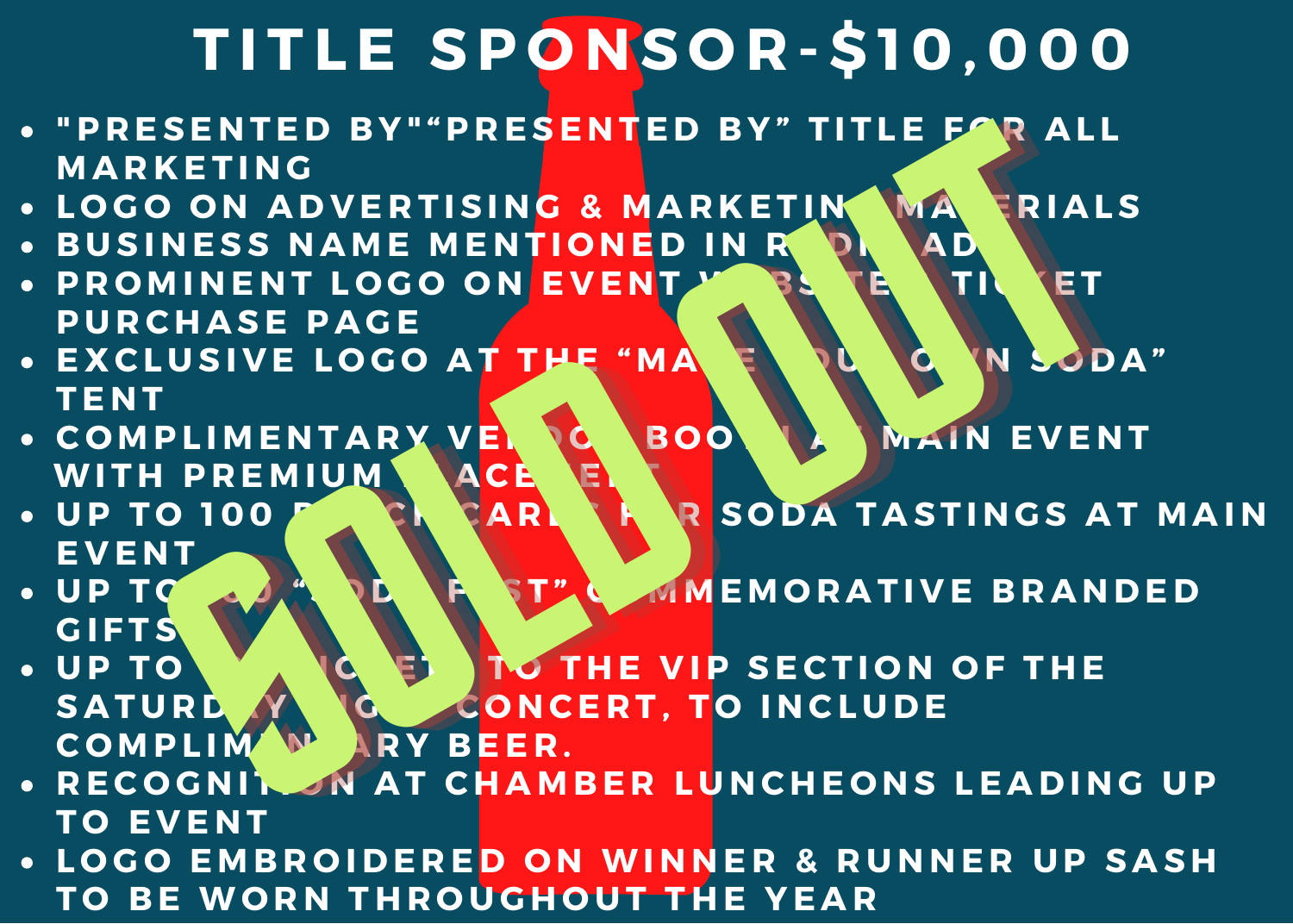# TITLE SPONSOR-$10,000

- "PRESENTED BY"“PRESENTED BY” TITLE FOR ALL MARKETING
- LOGO ON ADVERTISING & MARKETING MATERIALS
- BUSINESS NAME MENTIONED IN RADIO AD
- PROMINENT LOGO ON EVENT WEBSITE & TICKET PURCHASE PAGE
- EXCLUSIVE LOGO AT THE “MAKE YOUR OWN SODA” TENT
- COMPLIMENTARY VENDOR BOOTH AT MAIN EVENT WITH PREMIUM PLACEMENT
- UP TO 100 PUNCH CARDS FOR SODA TASTINGS AT MAIN EVENT
- UP TO 50 “SODA FEST” COMMEMORATIVE BRANDED GIFTS
- UP TO 10 TICKETS TO THE VIP SECTION OF THE SATURDAY NIGHT CONCERT, TO INCLUDE COMPLIMENTARY BEER.
- RECOGNITION AT CHAMBER LUNCHEONS LEADING UP TO EVENT
- LOGO EMBROIDERED ON WINNER & RUNNER UP SASH TO BE WORN THROUGHOUT THE YEAR

SOLD OUT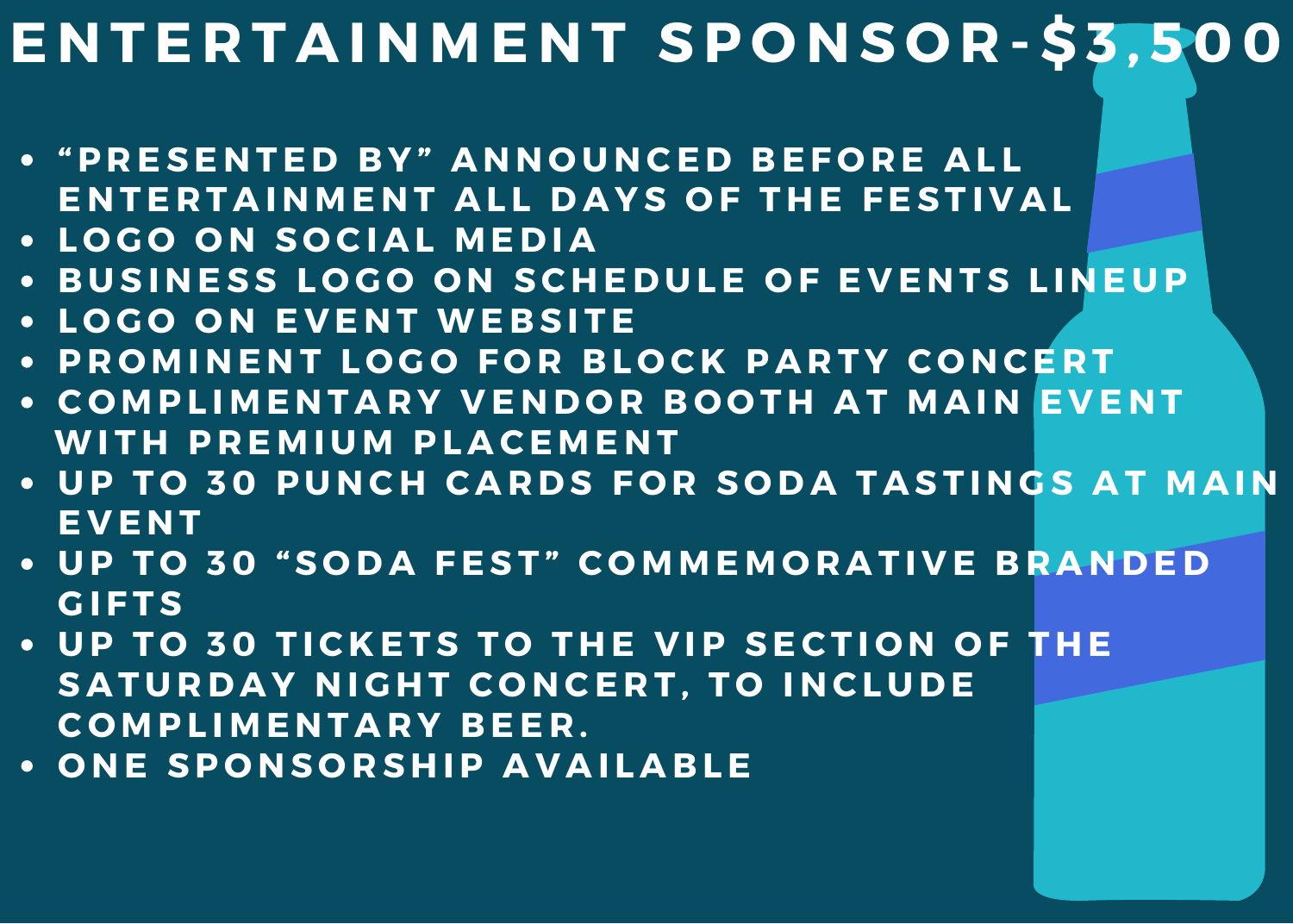# ENTERTAINMENT SPONSOR-$3,500

- "PRESENTED BY" ANNOUNCED BEFORE ALL ENTERTAINMENT ALL DAYS OF THE FESTIVAL
- LOGO ON SOCIAL MEDIA
- BUSINESS LOGO ON SCHEDULE OF EVENTS LINEUP
- LOGO ON EVENT WEBSITE
- PROMINENT LOGO FOR BLOCK PARTY CONCERT
- COMPLIMENTARY VENDOR BOOTH AT MAIN EVENT WITH PREMIUM PLACEMENT
- UP TO 30 PUNCH CARDS FOR SODA TASTINGS AT MAIN EVENT
- UP TO 30 "SODA FEST" COMMEMORATIVE BRANDED GIFTS
- UP TO 30 TICKETS TO THE VIP SECTION OF THE SATURDAY NIGHT CONCERT, TO INCLUDE COMPLIMENTARY BEER.
- ONE SPONSORSHIP AVAILABLE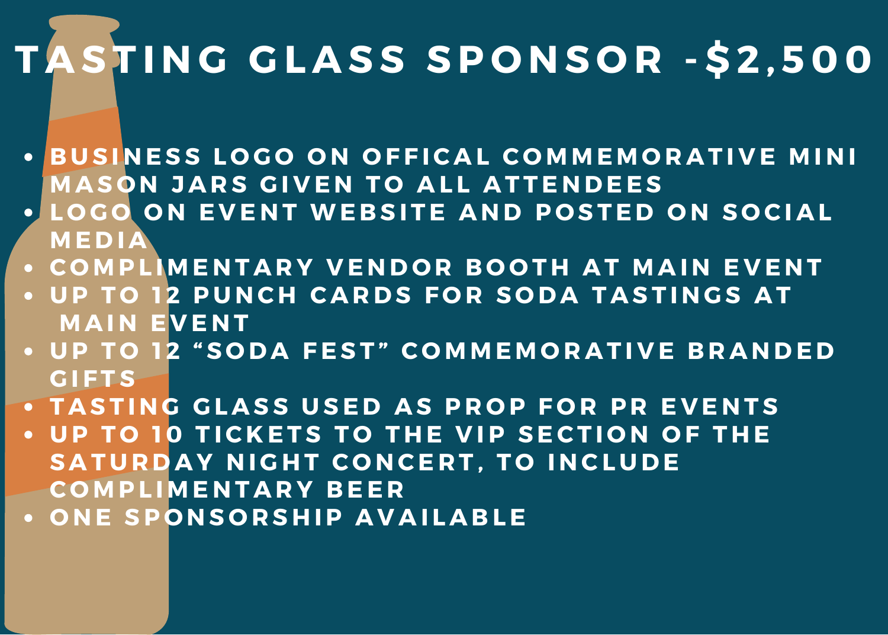# TASTING GLASS SPONSOR -$2,500

- BUSINESS LOGO ON OFFICAL COMMEMORATIVE MINI MASON JARS GIVEN TO ALL ATTENDEES
- LOGO ON EVENT WEBSITE AND POSTED ON SOCIAL MEDIA
- COMPLIMENTARY VENDOR BOOTH AT MAIN EVENT
- UP TO 12 PUNCH CARDS FOR SODA TASTINGS AT MAIN EVENT
- UP TO 12 “SODA FEST” COMMEMORATIVE BRANDED GIFTS
- TASTING GLASS USED AS PROP FOR PR EVENTS
- UP TO 10 TICKETS TO THE VIP SECTION OF THE SATURDAY NIGHT CONCERT, TO INCLUDE COMPLIMENTARY BEER
- ONE SPONSORSHIP AVAILABLE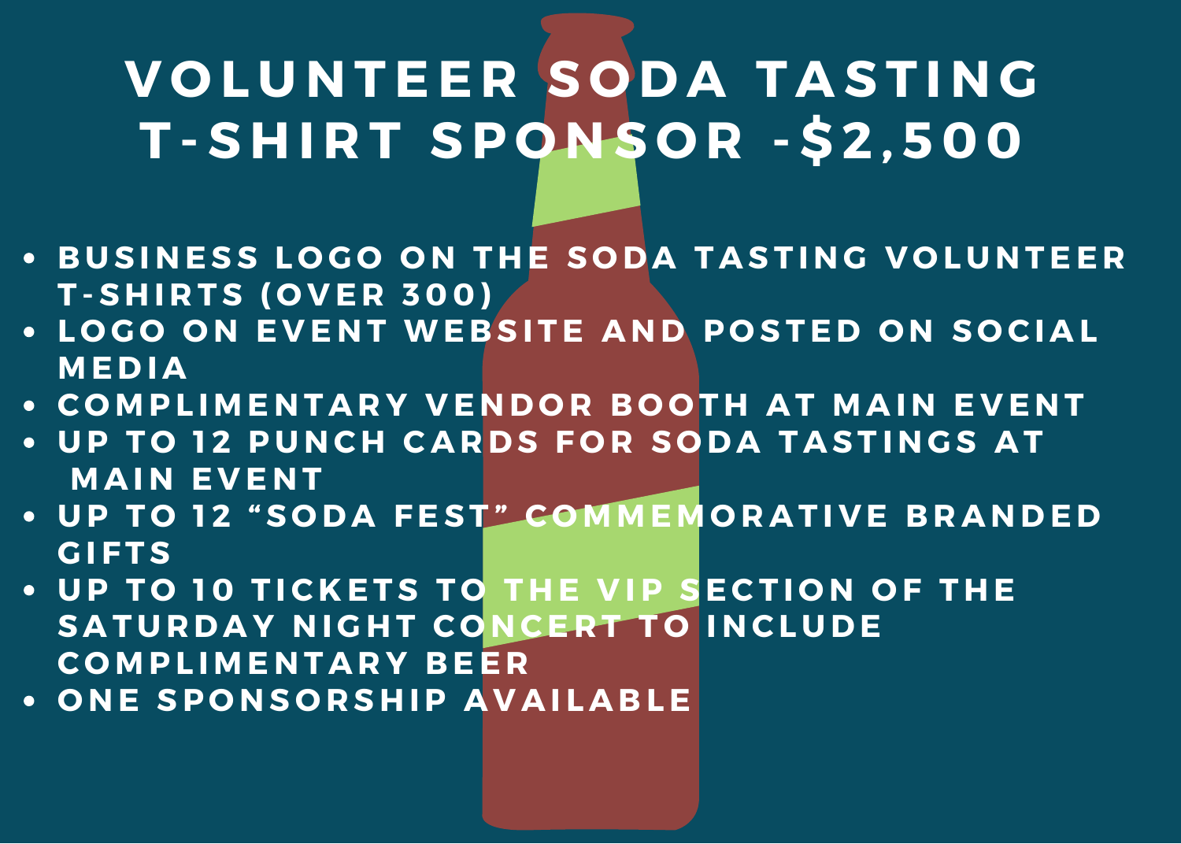# VOLUNTEER SODA TASTING T-SHIRT SPONSOR -$2,500

- BUSINESS LOGO ON THE SODA TASTING VOLUNTEER T-SHIRTS (OVER 300)
- LOGO ON EVENT WEBSITE AND POSTED ON SOCIAL MEDIA
- COMPLIMENTARY VENDOR BOOTH AT MAIN EVENT
- UP TO 12 PUNCH CARDS FOR SODA TASTINGS AT MAIN EVENT
- UP TO 12 “SODA FEST” COMMEMORATIVE BRANDED GIFTS
- UP TO 10 TICKETS TO THE VIP SECTION OF THE SATURDAY NIGHT CONCERT TO INCLUDE COMPLIMENTARY BEER
- ONE SPONSORSHIP AVAILABLE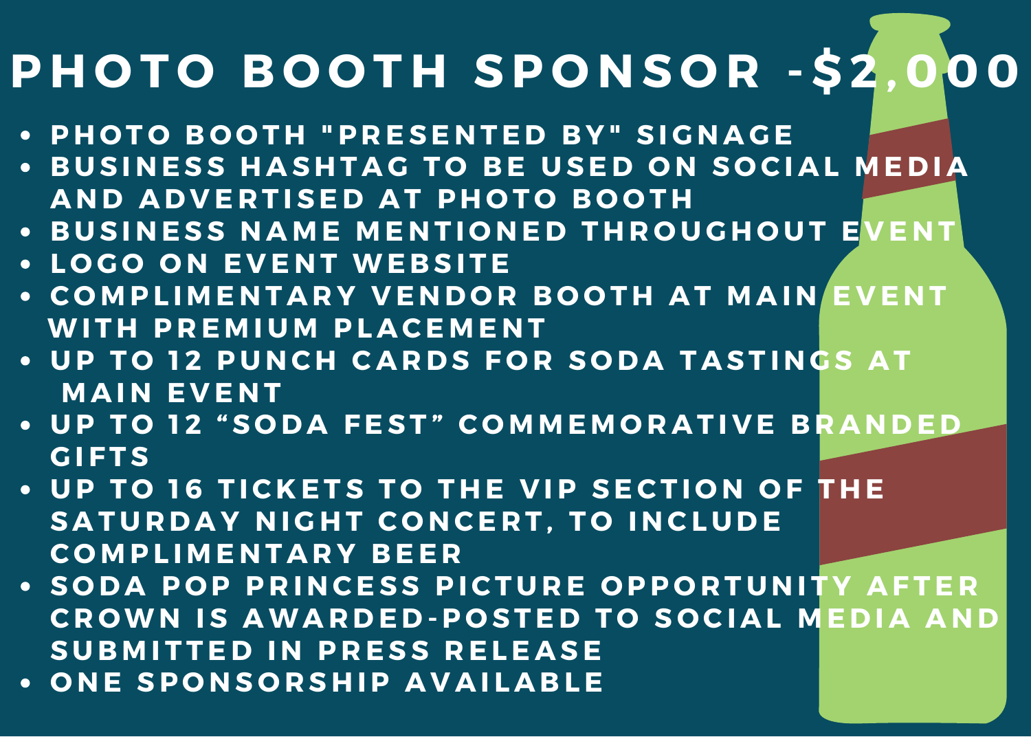# PHOTO BOOTH SPONSOR -$2,000

- PHOTO BOOTH "PRESENTED BY" SIGNAGE
- BUSINESS HASHTAG TO BE USED ON SOCIAL MEDIA AND ADVERTISED AT PHOTO BOOTH
- BUSINESS NAME MENTIONED THROUGHOUT EVENT
- LOGO ON EVENT WEBSITE
- COMPLIMENTARY VENDOR BOOTH AT MAIN EVENT WITH PREMIUM PLACEMENT
- UP TO 12 PUNCH CARDS FOR SODA TASTINGS AT MAIN EVENT
- UP TO 12 “SODA FEST” COMMEMORATIVE BRANDED GIFTS
- UP TO 16 TICKETS TO THE VIP SECTION OF THE SATURDAY NIGHT CONCERT, TO INCLUDE COMPLIMENTARY BEER
- SODA POP PRINCESS PICTURE OPPORTUNITY AFTER CROWN IS AWARDED-POSTED TO SOCIAL MEDIA AND SUBMITTED IN PRESS RELEASE
- ONE SPONSORSHIP AVAILABLE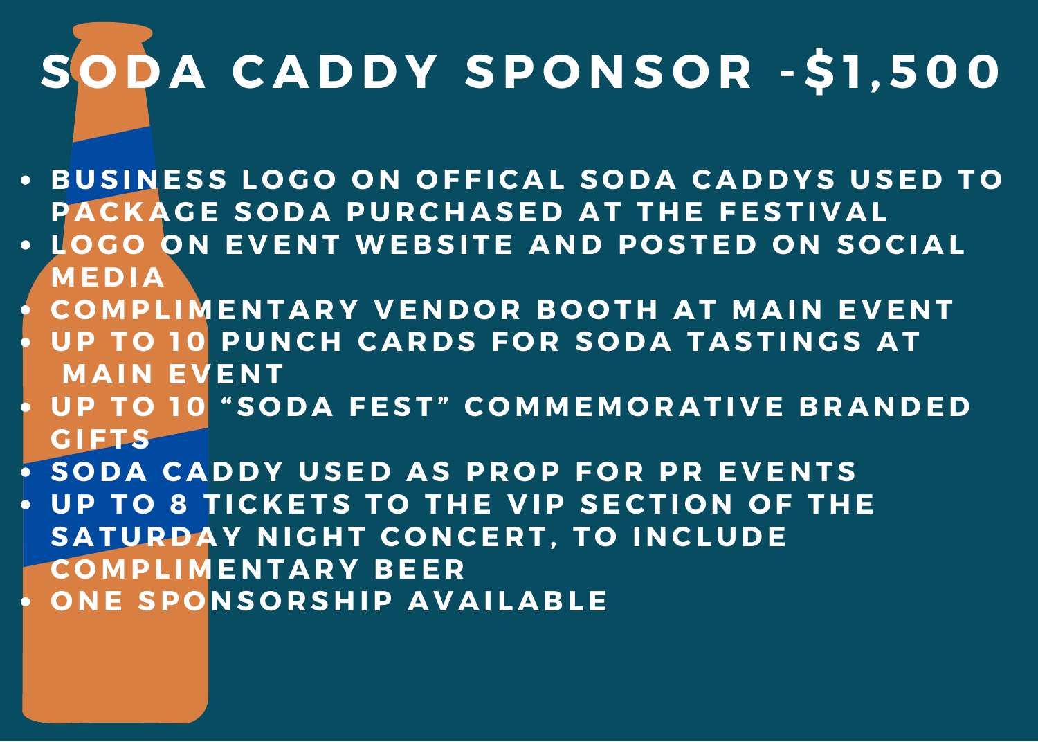# SODA CADDY SPONSOR -$1,500

- BUSINESS LOGO ON OFFICAL SODA CADDYS USED TO PACKAGE SODA PURCHASED AT THE FESTIVAL
- LOGO ON EVENT WEBSITE AND POSTED ON SOCIAL MEDIA
- COMPLIMENTARY VENDOR BOOTH AT MAIN EVENT
- UP TO 10 PUNCH CARDS FOR SODA TASTINGS AT MAIN EVENT
- UP TO 10 “SODA FEST” COMMEMORATIVE BRANDED GIFTS
- SODA CADDY USED AS PROP FOR PR EVENTS
- UP TO 8 TICKETS TO THE VIP SECTION OF THE SATURDAY NIGHT CONCERT, TO INCLUDE COMPLIMENTARY BEER
- ONE SPONSORSHIP AVAILABLE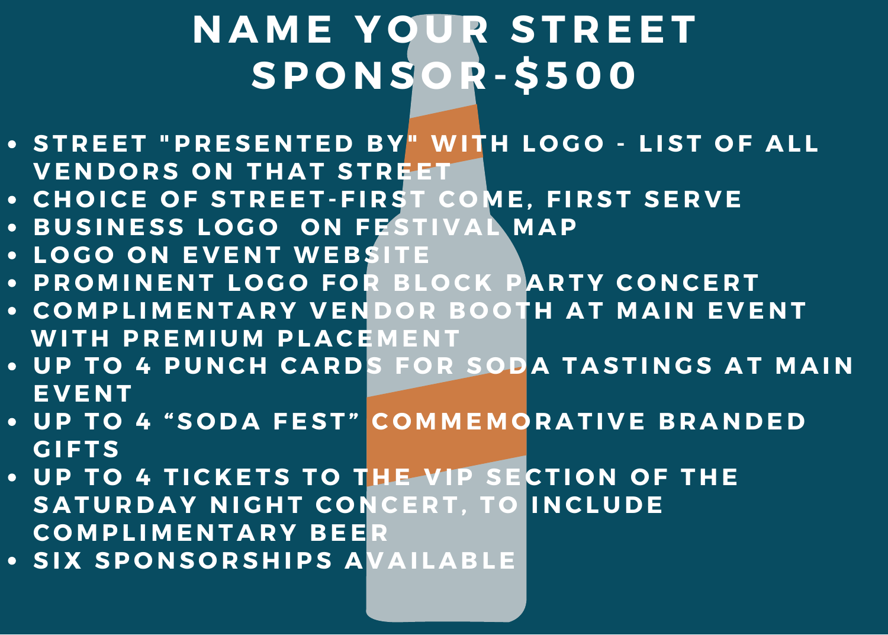# NAME YOUR STREET SPONSOR-$500

- STREET "PRESENTED BY" WITH LOGO - LIST OF ALL VENDORS ON THAT STREET
- CHOICE OF STREET-FIRST COME, FIRST SERVE
- BUSINESS LOGO ON FESTIVAL MAP
- LOGO ON EVENT WEBSITE
- PROMINENT LOGO FOR BLOCK PARTY CONCERT
- COMPLIMENTARY VENDOR BOOTH AT MAIN EVENT WITH PREMIUM PLACEMENT
- UP TO 4 PUNCH CARDS FOR SODA TASTINGS AT MAIN EVENT
- UP TO 4 “SODA FEST” COMMEMORATIVE BRANDED GIFTS
- UP TO 4 TICKETS TO THE VIP SECTION OF THE SATURDAY NIGHT CONCERT, TO INCLUDE COMPLIMENTARY BEER
- SIX SPONSORSHIPS AVAILABLE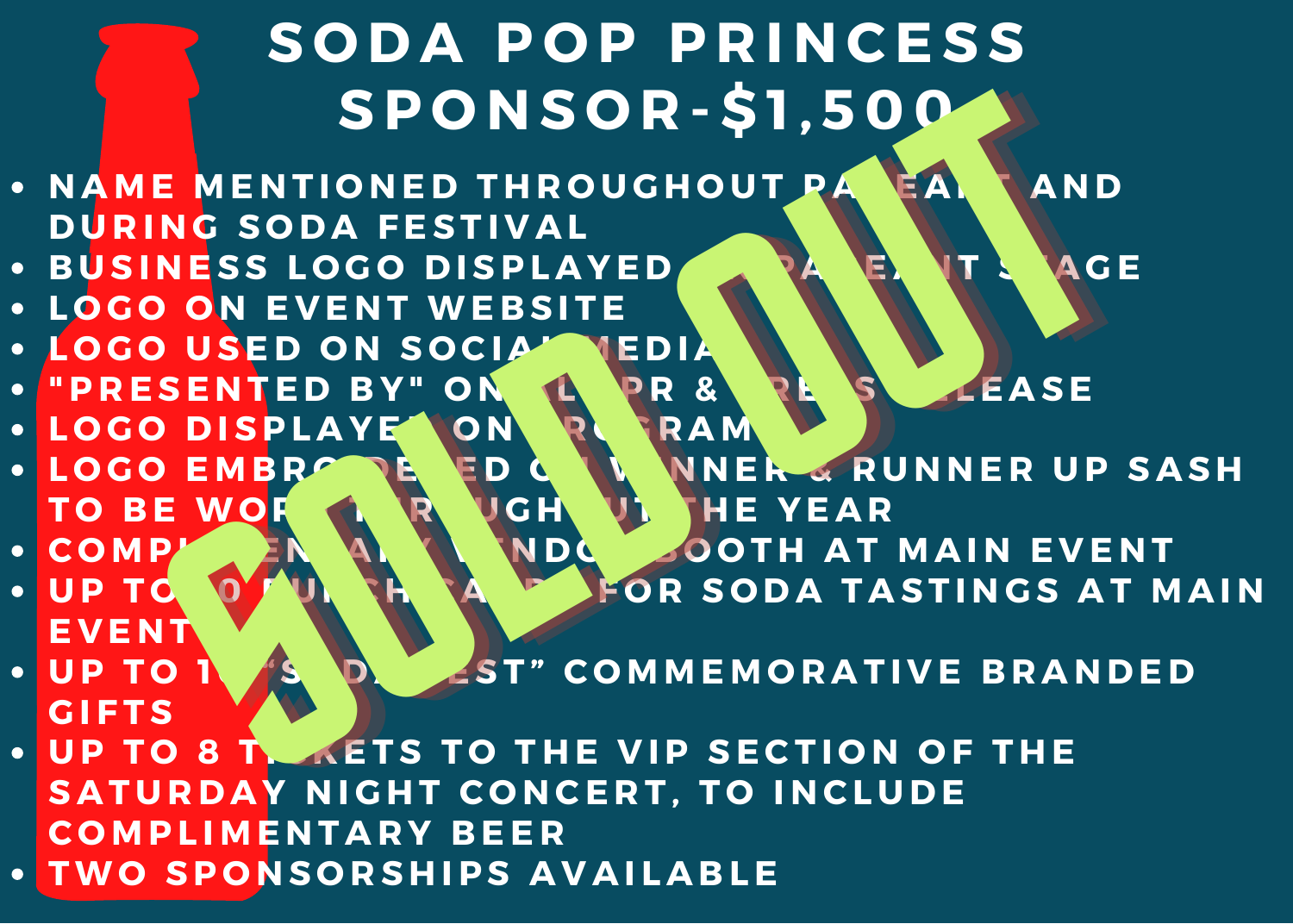# SODA POP PRINCESS SPONSOR-$1,500

SOLD OUT

- NAME MENTIONED THROUGHOUT PAGEANT AND DURING SODA FESTIVAL
- BUSINESS LOGO DISPLAYED ON PAGEANT STAGE
- LOGO ON EVENT WEBSITE
- LOGO USED ON SOCIAL MEDIA
- "PRESENTED BY" ON ALL PR & PRESS RELEASE
- LOGO DISPLAYED ON PROGRAM
- LOGO EMBROIDERED ON WINNER & RUNNER UP SASH TO BE WORN THROUGHOUT THE YEAR
- COMPLIMENTARY VENDOR BOOTH AT MAIN EVENT
- UP TO 10 PUNCH CARDS FOR SODA TASTINGS AT MAIN EVENT
- UP TO 10 "SODA FEST" COMMEMORATIVE BRANDED GIFTS
- UP TO 8 TICKETS TO THE VIP SECTION OF THE SATURDAY NIGHT CONCERT, TO INCLUDE COMPLIMENTARY BEER
- TWO SPONSORSHIPS AVAILABLE